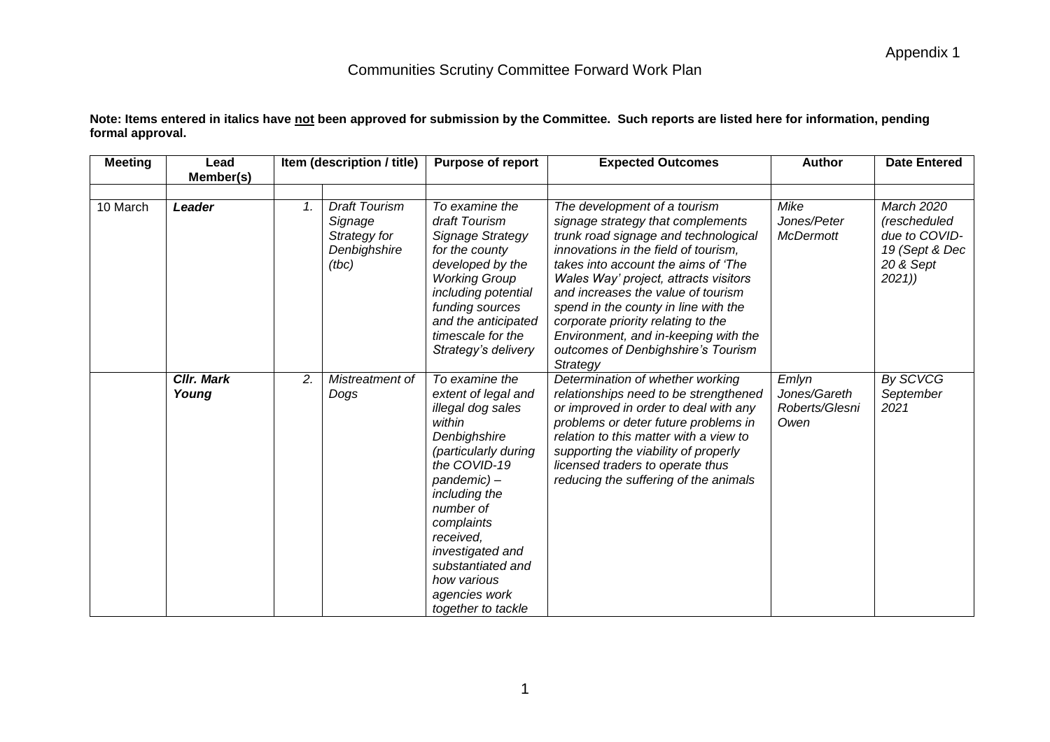Appendix 1

# Communities Scrutiny Committee Forward Work Plan

**Note: Items entered in italics have not been approved for submission by the Committee. Such reports are listed here for information, pending formal approval.**

| Meeting | Lead Member(s) | Item (description / title) | | Purpose of report | Expected Outcomes | Author | Date Entered |
|---|---|---|---|---|---|---|---|
| | | | | | | | |
| 10 March | ***Leader*** | *1.* | *Draft Tourism Signage Strategy for Denbighshire (tbc)* | *To examine the draft Tourism Signage Strategy for the county developed by the Working Group including potential funding sources and the anticipated timescale for the Strategy's delivery* | *The development of a tourism signage strategy that complements trunk road signage and technological innovations in the field of tourism, takes into account the aims of 'The Wales Way' project, attracts visitors and increases the value of tourism spend in the county in line with the corporate priority relating to the Environment, and in-keeping with the outcomes of Denbighshire's Tourism Strategy* | *Mike Jones/Peter McDermott* | *March 2020 (rescheduled due to COVID-19 (Sept & Dec 20 & Sept 2021))* |
| | ***Cllr. Mark Young*** | *2.* | *Mistreatment of Dogs* | *To examine the extent of legal and illegal dog sales within Denbighshire (particularly during the COVID-19 pandemic) – including the number of complaints received, investigated and substantiated and how various agencies work together to tackle* | *Determination of whether working relationships need to be strengthened or improved in order to deal with any problems or deter future problems in relation to this matter with a view to supporting the viability of properly licensed traders to operate thus reducing the suffering of the animals* | *Emlyn Jones/Gareth Roberts/Glesni Owen* | *By SCVCG September 2021* |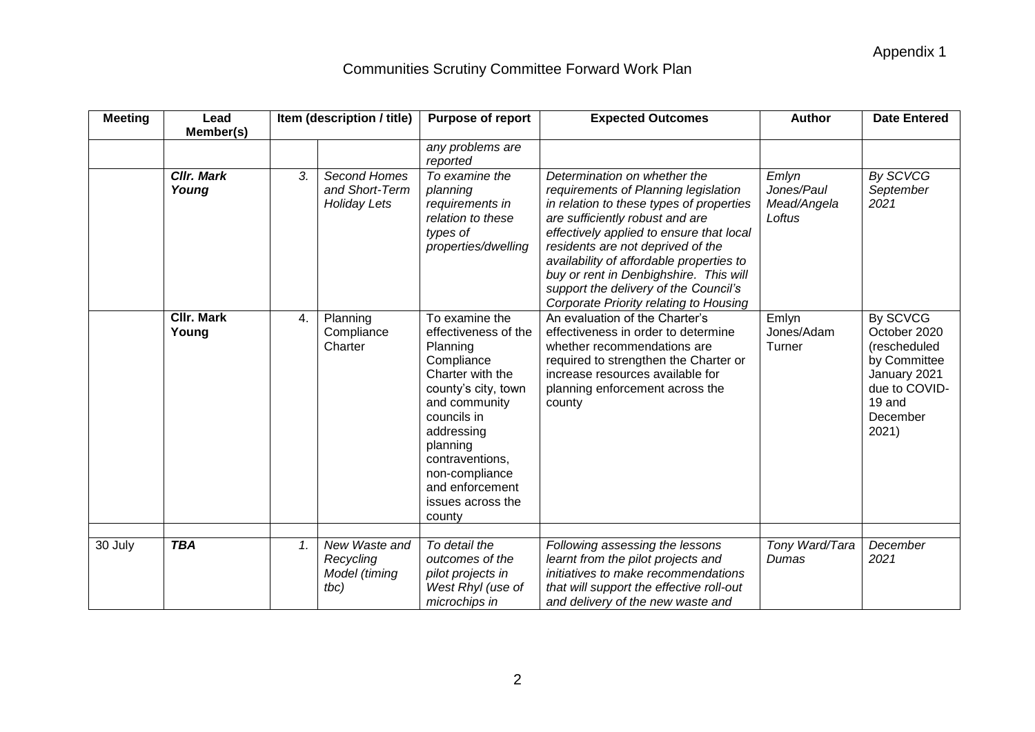Appendix 1

# Communities Scrutiny Committee Forward Work Plan

| Meeting | Lead Member(s) | Item (description / title) | | Purpose of report | Expected Outcomes | Author | Date Entered |
|---|---|---|---|---|---|---|---|
| | | | | *any problems are reported* | | | |
| | ***Cllr. Mark Young*** | *3.* | *Second Homes and Short-Term Holiday Lets* | *To examine the planning requirements in relation to these types of properties/dwelling* | *Determination on whether the requirements of Planning legislation in relation to these types of properties are sufficiently robust and are effectively applied to ensure that local residents are not deprived of the availability of affordable properties to buy or rent in Denbighshire. This will support the delivery of the Council's Corporate Priority relating to Housing* | *Emlyn Jones/Paul Mead/Angela Loftus* | *By SCVCG September 2021* |
| | **Cllr. Mark Young** | 4. | Planning Compliance Charter | To examine the effectiveness of the Planning Compliance Charter with the county's city, town and community councils in addressing planning contraventions, non-compliance and enforcement issues across the county | An evaluation of the Charter's effectiveness in order to determine whether recommendations are required to strengthen the Charter or increase resources available for planning enforcement across the county | Emlyn Jones/Adam Turner | By SCVCG October 2020 (rescheduled by Committee January 2021 due to COVID-19 and December 2021) |
| | | | | | | | |
| 30 July | ***TBA*** | *1.* | *New Waste and Recycling Model (timing tbc)* | *To detail the outcomes of the pilot projects in West Rhyl (use of microchips in* | *Following assessing the lessons learnt from the pilot projects and initiatives to make recommendations that will support the effective roll-out and delivery of the new waste and* | *Tony Ward/Tara Dumas* | *December 2021* |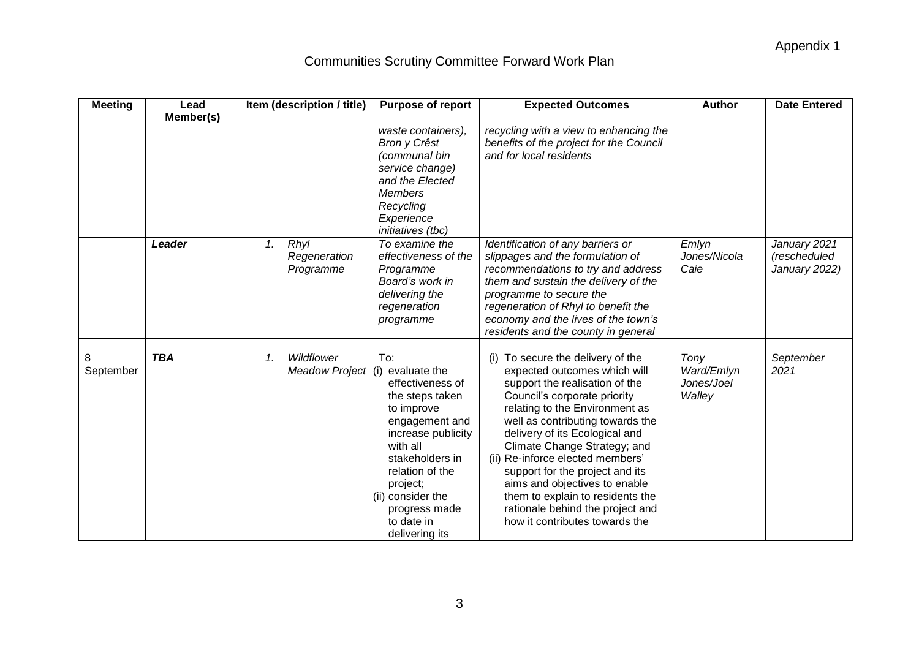Appendix 1

# Communities Scrutiny Committee Forward Work Plan

| Meeting | Lead Member(s) | Item (description / title) | | Purpose of report | Expected Outcomes | Author | Date Entered |
|---|---|---|---|---|---|---|---|
| | | | | *waste containers), Bron y Crêst (communal bin service change) and the Elected Members Recycling Experience initiatives (tbc)* | *recycling with a view to enhancing the benefits of the project for the Council and for local residents* | | |
| | ***Leader*** | *1.* | *Rhyl Regeneration Programme* | *To examine the effectiveness of the Programme Board's work in delivering the regeneration programme* | *Identification of any barriers or slippages and the formulation of recommendations to try and address them and sustain the delivery of the programme to secure the regeneration of Rhyl to benefit the economy and the lives of the town's residents and the county in general* | *Emlyn Jones/Nicola Caie* | *January 2021 (rescheduled January 2022)* |
| | | | | | | | |
| 8 September | ***TBA*** | *1.* | *Wildflower Meadow Project* | To: (i) evaluate the effectiveness of the steps taken to improve engagement and increase publicity with all stakeholders in relation of the project; (ii) consider the progress made to date in delivering its | (i) To secure the delivery of the expected outcomes which will support the realisation of the Council's corporate priority relating to the Environment as well as contributing towards the delivery of its Ecological and Climate Change Strategy; and (ii) Re-inforce elected members' support for the project and its aims and objectives to enable them to explain to residents the rationale behind the project and how it contributes towards the | *Tony Ward/Emlyn Jones/Joel Walley* | *September 2021* |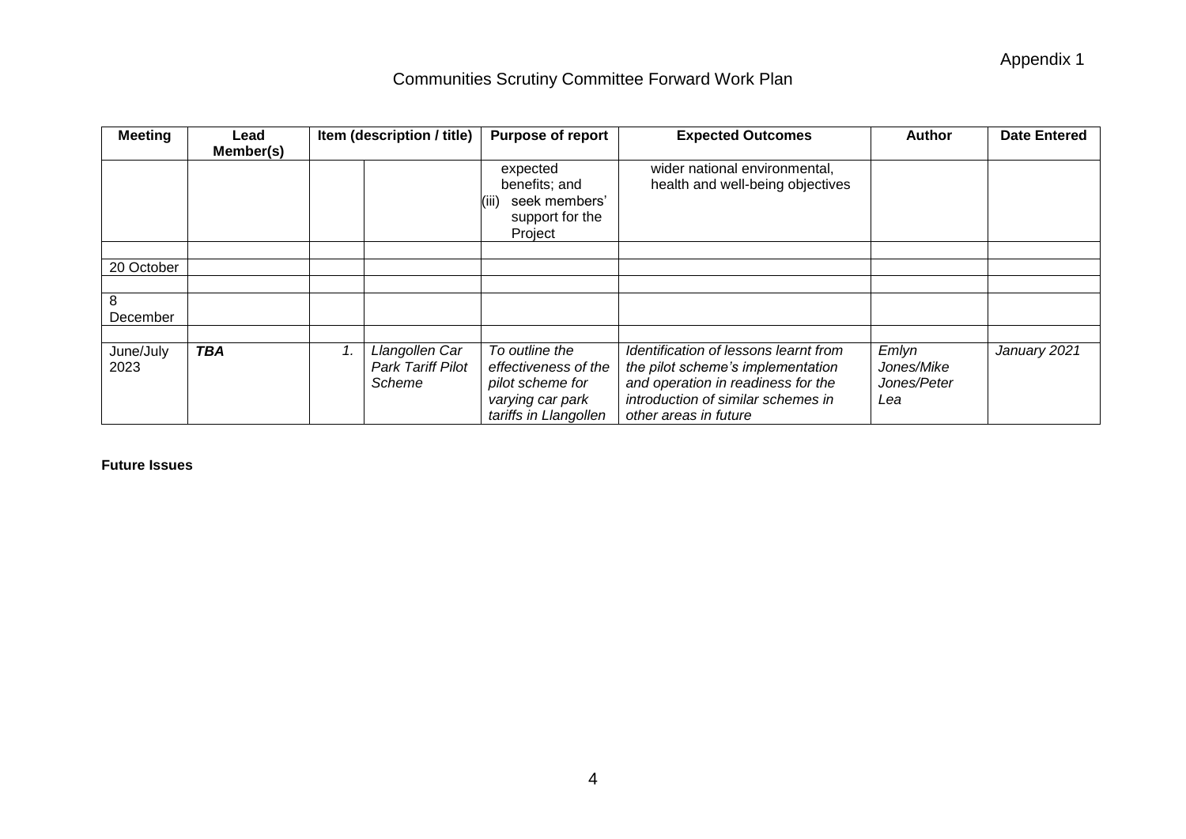Appendix 1

# Communities Scrutiny Committee Forward Work Plan

| Meeting | Lead Member(s) | Item (description / title) | | Purpose of report | Expected Outcomes | Author | Date Entered |
|---|---|---|---|---|---|---|---|
| | | | | expected benefits; and (iii) seek members' support for the Project | wider national environmental, health and well-being objectives | | |
| | | | | | | | |
| 20 October | | | | | | | |
| | | | | | | | |
| 8 December | | | | | | | |
| | | | | | | | |
| June/July 2023 | ***TBA*** | *1.* | *Llangollen Car Park Tariff Pilot Scheme* | *To outline the effectiveness of the pilot scheme for varying car park tariffs in Llangollen* | *Identification of lessons learnt from the pilot scheme's implementation and operation in readiness for the introduction of similar schemes in other areas in future* | *Emlyn Jones/Mike Jones/Peter Lea* | *January 2021* |

**Future Issues**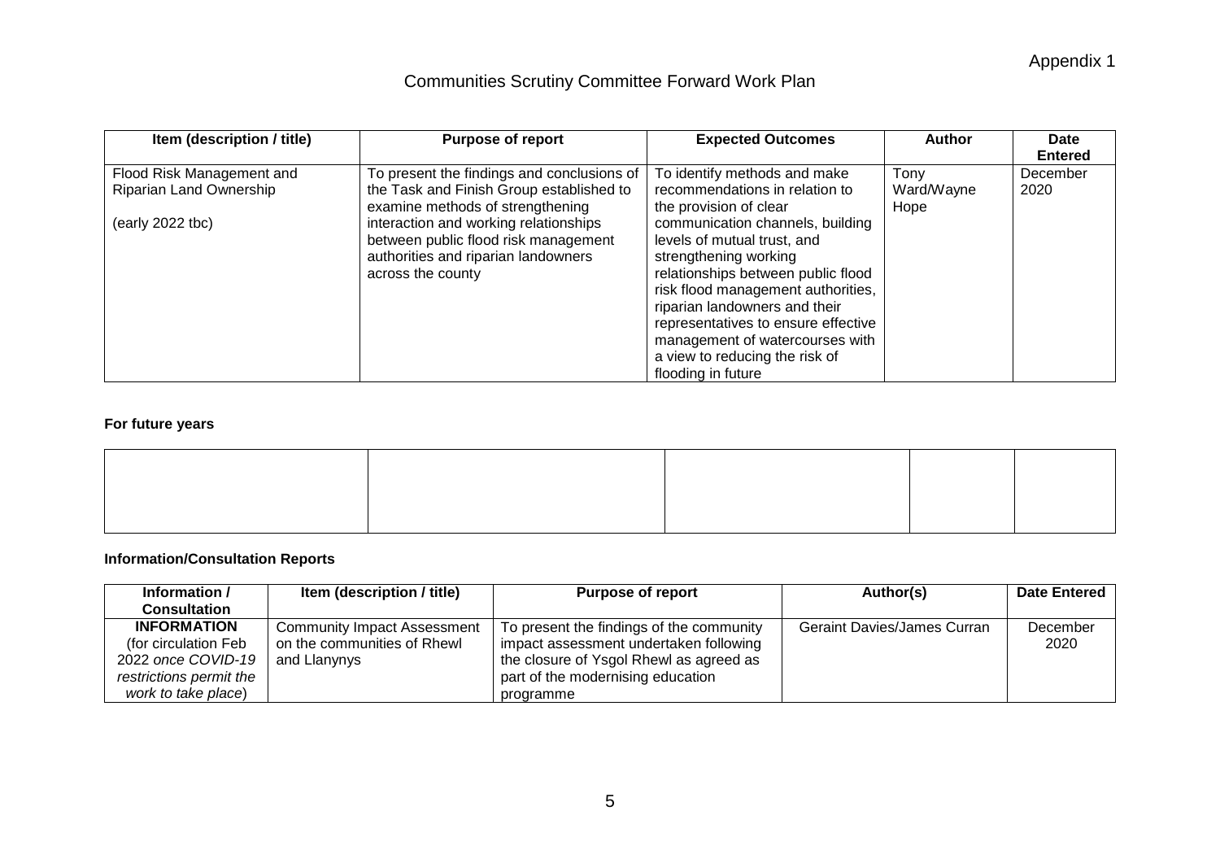Appendix 1

# Communities Scrutiny Committee Forward Work Plan

| Item (description / title) | Purpose of report | Expected Outcomes | Author | Date Entered |
|---|---|---|---|---|
| Flood Risk Management and Riparian Land Ownership<br><br>(early 2022 tbc) | To present the findings and conclusions of the Task and Finish Group established to examine methods of strengthening interaction and working relationships between public flood risk management authorities and riparian landowners across the county | To identify methods and make recommendations in relation to the provision of clear communication channels, building levels of mutual trust, and strengthening working relationships between public flood risk flood management authorities, riparian landowners and their representatives to ensure effective management of watercourses with a view to reducing the risk of flooding in future | Tony Ward/Wayne Hope | December 2020 |

**For future years**

| | | | | |
|---|---|---|---|---|
| | | | | |

**Information/Consultation Reports**

| Information / Consultation | Item (description / title) | Purpose of report | Author(s) | Date Entered |
|---|---|---|---|---|
| **INFORMATION** (for circulation Feb 2022 *once COVID-19 restrictions permit the work to take place*) | Community Impact Assessment on the communities of Rhewl and Llanynys | To present the findings of the community impact assessment undertaken following the closure of Ysgol Rhewl as agreed as part of the modernising education programme | Geraint Davies/James Curran | December 2020 |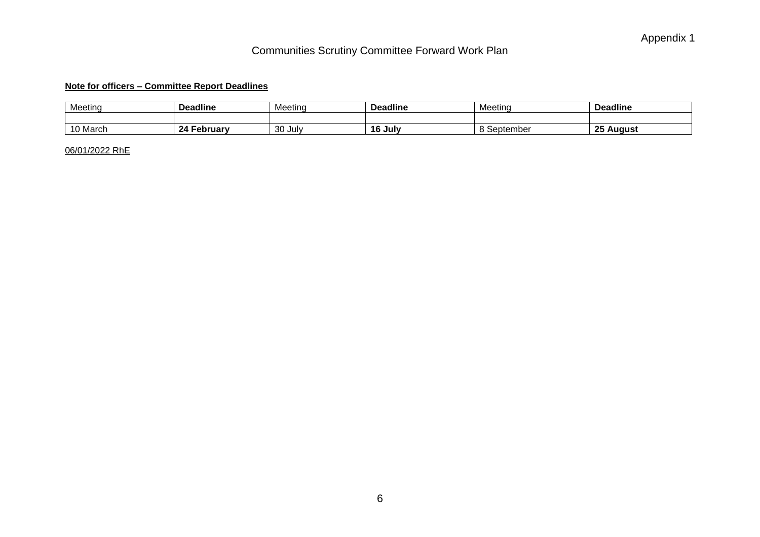Appendix 1

# Communities Scrutiny Committee Forward Work Plan

**Note for officers – Committee Report Deadlines**

| Meeting | **Deadline** | Meeting | **Deadline** | Meeting | **Deadline** |
|---|---|---|---|---|---|
| | | | | | |
| 10 March | **24 February** | 30 July | **16 July** | 8 September | **25 August** |

06/01/2022 RhE